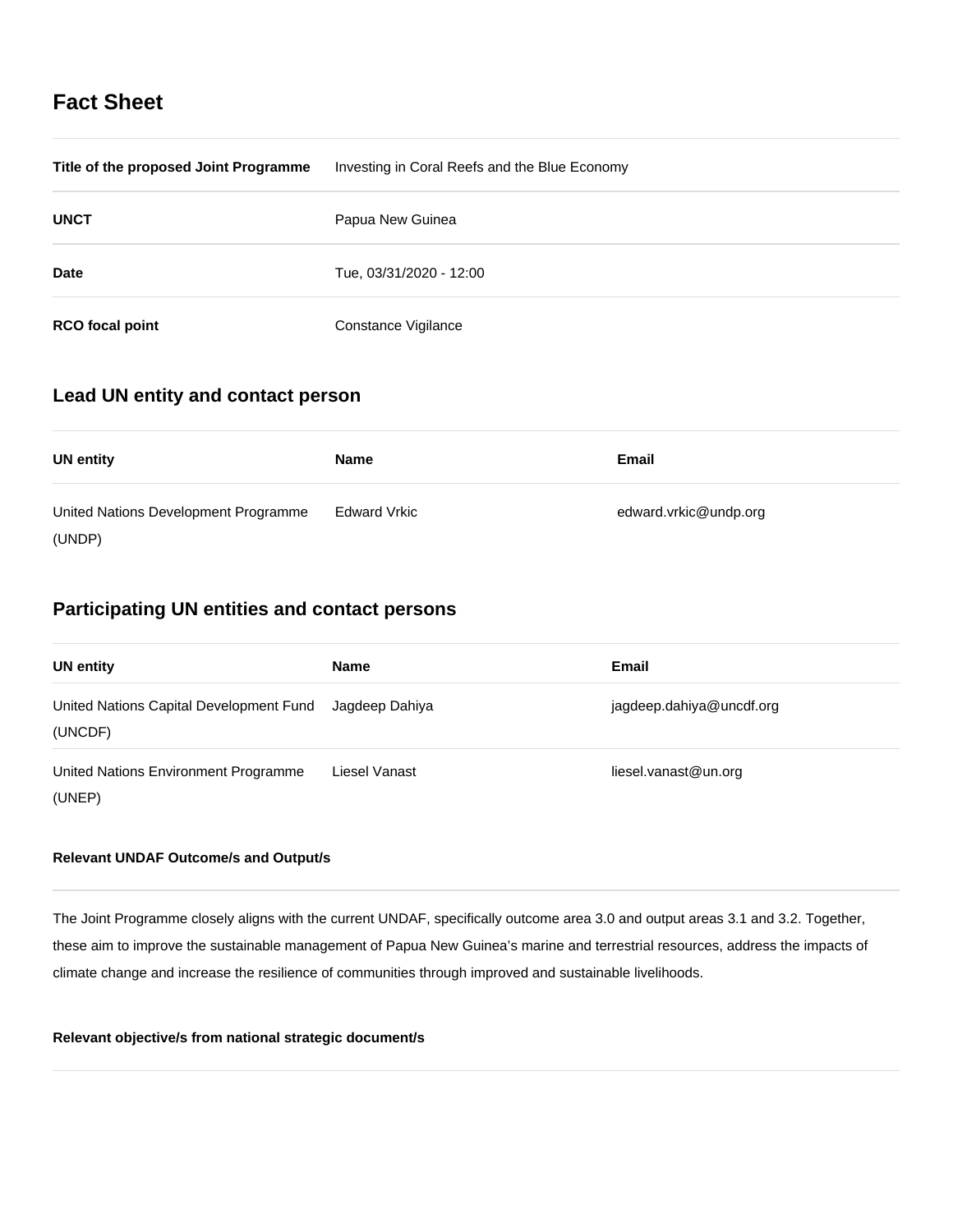# Fact Sheet

| | |
|---|---|
| **Title of the proposed Joint Programme** | Investing in Coral Reefs and the Blue Economy |
| **UNCT** | Papua New Guinea |
| **Date** | Tue, 03/31/2020 - 12:00 |
| **RCO focal point** | Constance Vigilance |

## Lead UN entity and contact person

| UN entity | Name | Email |
|---|---|---|
| United Nations Development Programme (UNDP) | Edward Vrkic | edward.vrkic@undp.org |

## Participating UN entities and contact persons

| UN entity | Name | Email |
|---|---|---|
| United Nations Capital Development Fund (UNCDF) | Jagdeep Dahiya | jagdeep.dahiya@uncdf.org |
| United Nations Environment Programme (UNEP) | Liesel Vanast | liesel.vanast@un.org |

### Relevant UNDAF Outcome/s and Output/s

The Joint Programme closely aligns with the current UNDAF, specifically outcome area 3.0 and output areas 3.1 and 3.2. Together, these aim to improve the sustainable management of Papua New Guinea's marine and terrestrial resources, address the impacts of climate change and increase the resilience of communities through improved and sustainable livelihoods.

### Relevant objective/s from national strategic document/s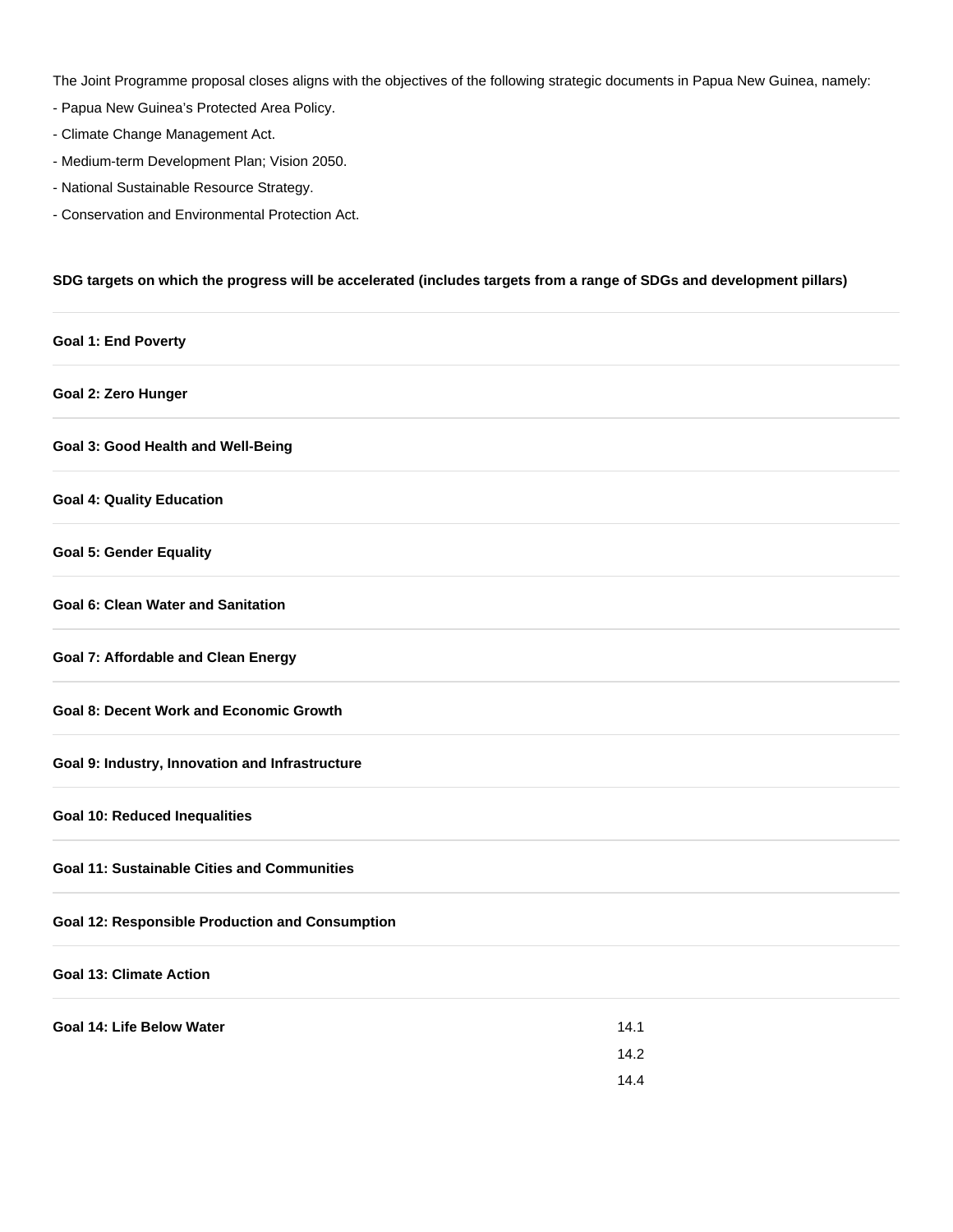The Joint Programme proposal closes aligns with the objectives of the following strategic documents in Papua New Guinea, namely:

- Papua New Guinea's Protected Area Policy.
- Climate Change Management Act.
- Medium-term Development Plan; Vision 2050.
- National Sustainable Resource Strategy.
- Conservation and Environmental Protection Act.

**SDG targets on which the progress will be accelerated (includes targets from a range of SDGs and development pillars)**

| | |
|---|---|
| **Goal 1: End Poverty** | |
| **Goal 2: Zero Hunger** | |
| **Goal 3: Good Health and Well-Being** | |
| **Goal 4: Quality Education** | |
| **Goal 5: Gender Equality** | |
| **Goal 6: Clean Water and Sanitation** | |
| **Goal 7: Affordable and Clean Energy** | |
| **Goal 8: Decent Work and Economic Growth** | |
| **Goal 9: Industry, Innovation and Infrastructure** | |
| **Goal 10: Reduced Inequalities** | |
| **Goal 11: Sustainable Cities and Communities** | |
| **Goal 12: Responsible Production and Consumption** | |
| **Goal 13: Climate Action** | |
| **Goal 14: Life Below Water** | 14.1<br>14.2<br>14.4 |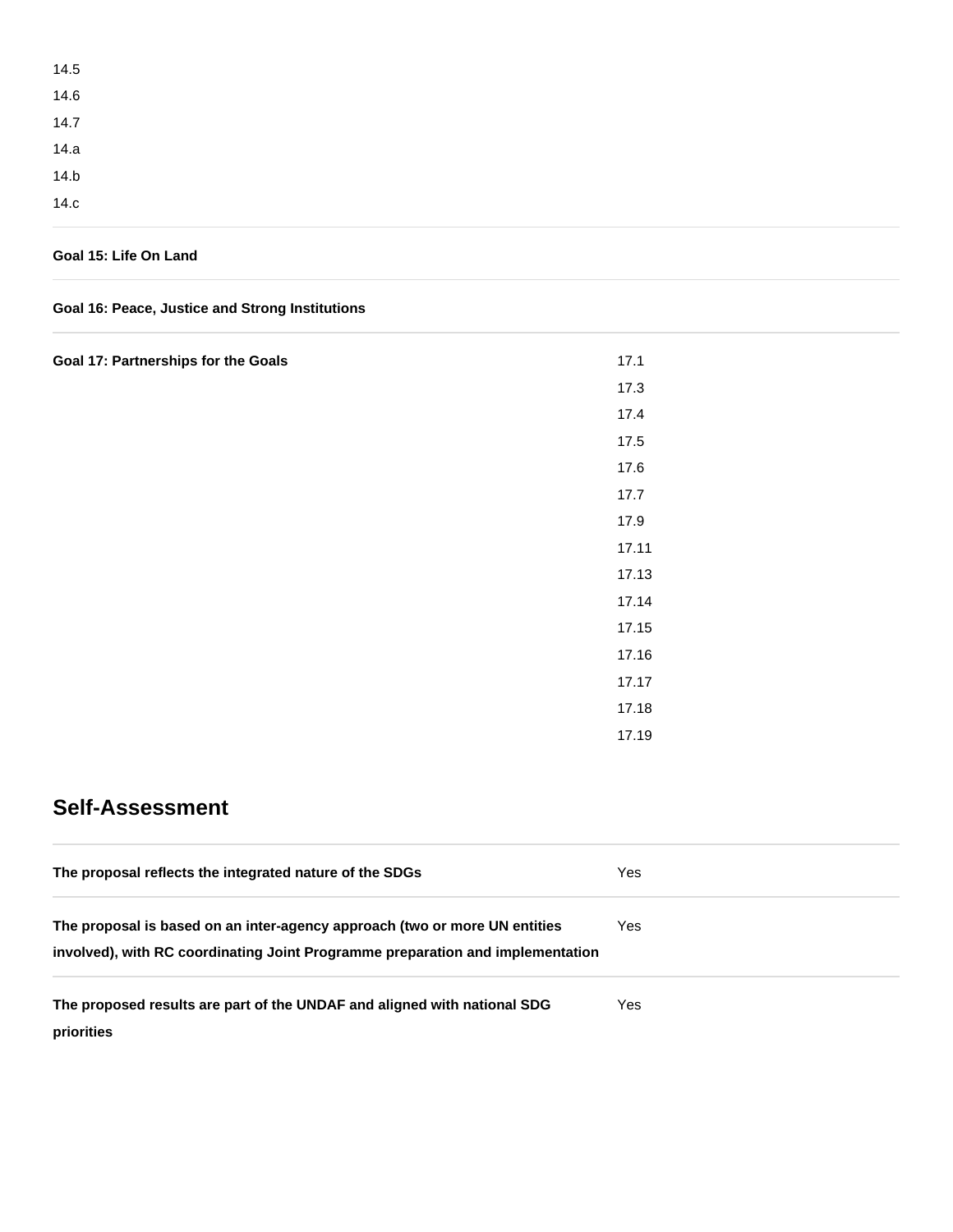| | |
|---|---|
| | 14.5 |
| | 14.6 |
| | 14.7 |
| | 14.a |
| | 14.b |
| | 14.c |
| **Goal 15: Life On Land** | |
| **Goal 16: Peace, Justice and Strong Institutions** | |
| **Goal 17: Partnerships for the Goals** | 17.1<br>17.3<br>17.4<br>17.5<br>17.6<br>17.7<br>17.9<br>17.11<br>17.13<br>17.14<br>17.15<br>17.16<br>17.17<br>17.18<br>17.19 |

## Self-Assessment

| | |
|---|---|
| **The proposal reflects the integrated nature of the SDGs** | Yes |
| **The proposal is based on an inter-agency approach (two or more UN entities involved), with RC coordinating Joint Programme preparation and implementation** | Yes |
| **The proposed results are part of the UNDAF and aligned with national SDG priorities** | Yes |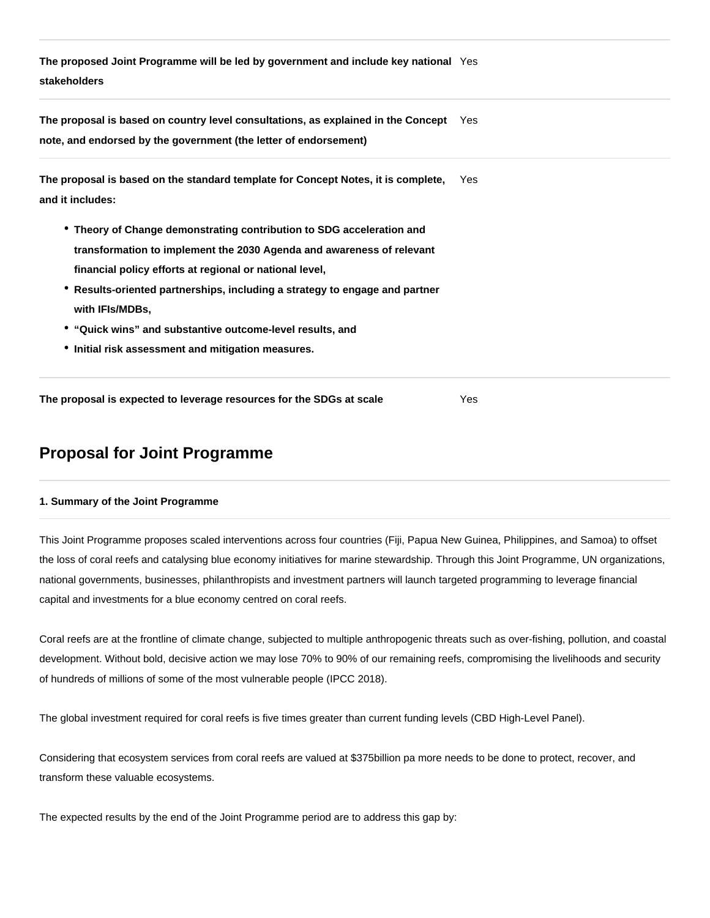| | |
|---|---|
| **The proposed Joint Programme will be led by government and include key national stakeholders** | Yes |
| **The proposal is based on country level consultations, as explained in the Concept note, and endorsed by the government (the letter of endorsement)** | Yes |
| **The proposal is based on the standard template for Concept Notes, it is complete, and it includes:**<br>• **Theory of Change demonstrating contribution to SDG acceleration and transformation to implement the 2030 Agenda and awareness of relevant financial policy efforts at regional or national level,**<br>• **Results-oriented partnerships, including a strategy to engage and partner with IFIs/MDBs,**<br>• **"Quick wins" and substantive outcome-level results, and**<br>• **Initial risk assessment and mitigation measures.** | Yes |
| **The proposal is expected to leverage resources for the SDGs at scale** | Yes |

## Proposal for Joint Programme

**1. Summary of the Joint Programme**

This Joint Programme proposes scaled interventions across four countries (Fiji, Papua New Guinea, Philippines, and Samoa) to offset the loss of coral reefs and catalysing blue economy initiatives for marine stewardship. Through this Joint Programme, UN organizations, national governments, businesses, philanthropists and investment partners will launch targeted programming to leverage financial capital and investments for a blue economy centred on coral reefs.

Coral reefs are at the frontline of climate change, subjected to multiple anthropogenic threats such as over-fishing, pollution, and coastal development. Without bold, decisive action we may lose 70% to 90% of our remaining reefs, compromising the livelihoods and security of hundreds of millions of some of the most vulnerable people (IPCC 2018).

The global investment required for coral reefs is five times greater than current funding levels (CBD High-Level Panel).

Considering that ecosystem services from coral reefs are valued at $375billion pa more needs to be done to protect, recover, and transform these valuable ecosystems.

The expected results by the end of the Joint Programme period are to address this gap by: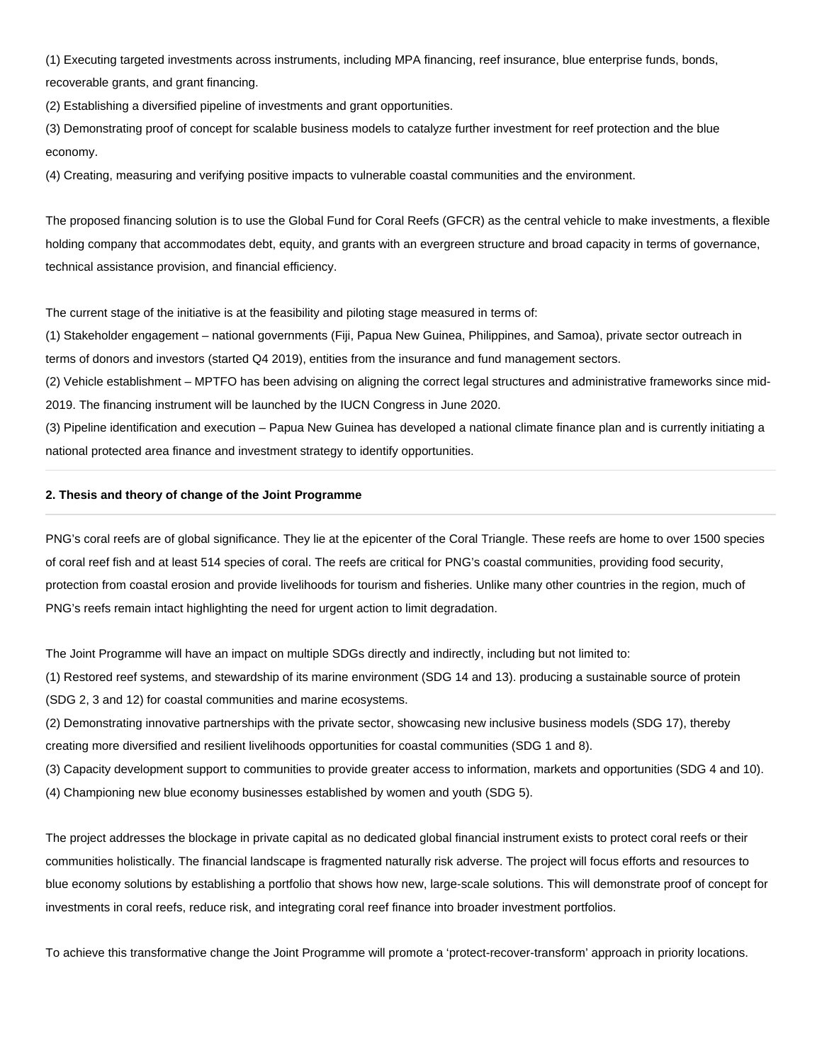(1) Executing targeted investments across instruments, including MPA financing, reef insurance, blue enterprise funds, bonds, recoverable grants, and grant financing.

(2) Establishing a diversified pipeline of investments and grant opportunities.

(3) Demonstrating proof of concept for scalable business models to catalyze further investment for reef protection and the blue economy.

(4) Creating, measuring and verifying positive impacts to vulnerable coastal communities and the environment.

The proposed financing solution is to use the Global Fund for Coral Reefs (GFCR) as the central vehicle to make investments, a flexible holding company that accommodates debt, equity, and grants with an evergreen structure and broad capacity in terms of governance, technical assistance provision, and financial efficiency.

The current stage of the initiative is at the feasibility and piloting stage measured in terms of:

(1) Stakeholder engagement – national governments (Fiji, Papua New Guinea, Philippines, and Samoa), private sector outreach in terms of donors and investors (started Q4 2019), entities from the insurance and fund management sectors.

(2) Vehicle establishment – MPTFO has been advising on aligning the correct legal structures and administrative frameworks since mid-2019. The financing instrument will be launched by the IUCN Congress in June 2020.

(3) Pipeline identification and execution – Papua New Guinea has developed a national climate finance plan and is currently initiating a national protected area finance and investment strategy to identify opportunities.

---

**2. Thesis and theory of change of the Joint Programme**

---

PNG's coral reefs are of global significance. They lie at the epicenter of the Coral Triangle. These reefs are home to over 1500 species of coral reef fish and at least 514 species of coral. The reefs are critical for PNG's coastal communities, providing food security, protection from coastal erosion and provide livelihoods for tourism and fisheries. Unlike many other countries in the region, much of PNG's reefs remain intact highlighting the need for urgent action to limit degradation.

The Joint Programme will have an impact on multiple SDGs directly and indirectly, including but not limited to:

(1) Restored reef systems, and stewardship of its marine environment (SDG 14 and 13). producing a sustainable source of protein (SDG 2, 3 and 12) for coastal communities and marine ecosystems.

(2) Demonstrating innovative partnerships with the private sector, showcasing new inclusive business models (SDG 17), thereby creating more diversified and resilient livelihoods opportunities for coastal communities (SDG 1 and 8).

(3) Capacity development support to communities to provide greater access to information, markets and opportunities (SDG 4 and 10).

(4) Championing new blue economy businesses established by women and youth (SDG 5).

The project addresses the blockage in private capital as no dedicated global financial instrument exists to protect coral reefs or their communities holistically. The financial landscape is fragmented naturally risk adverse. The project will focus efforts and resources to blue economy solutions by establishing a portfolio that shows how new, large-scale solutions. This will demonstrate proof of concept for investments in coral reefs, reduce risk, and integrating coral reef finance into broader investment portfolios.

To achieve this transformative change the Joint Programme will promote a 'protect-recover-transform' approach in priority locations.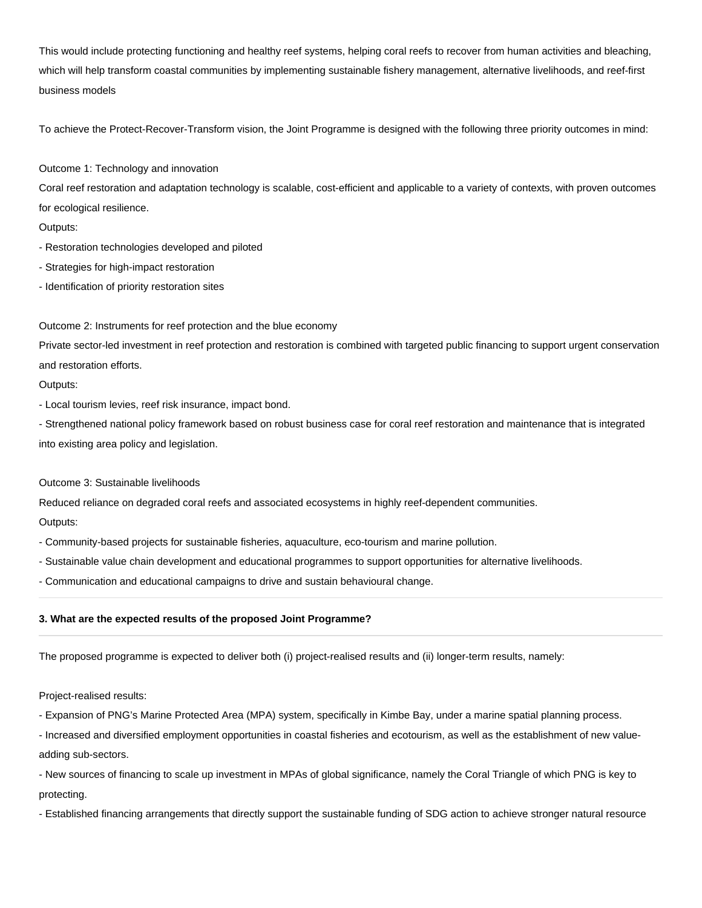This would include protecting functioning and healthy reef systems, helping coral reefs to recover from human activities and bleaching, which will help transform coastal communities by implementing sustainable fishery management, alternative livelihoods, and reef-first business models

To achieve the Protect-Recover-Transform vision, the Joint Programme is designed with the following three priority outcomes in mind:

Outcome 1: Technology and innovation

Coral reef restoration and adaptation technology is scalable, cost-efficient and applicable to a variety of contexts, with proven outcomes for ecological resilience.

Outputs:

- Restoration technologies developed and piloted
- Strategies for high-impact restoration
- Identification of priority restoration sites

Outcome 2: Instruments for reef protection and the blue economy

Private sector-led investment in reef protection and restoration is combined with targeted public financing to support urgent conservation and restoration efforts.

Outputs:

- Local tourism levies, reef risk insurance, impact bond.
- Strengthened national policy framework based on robust business case for coral reef restoration and maintenance that is integrated into existing area policy and legislation.

Outcome 3: Sustainable livelihoods

Reduced reliance on degraded coral reefs and associated ecosystems in highly reef-dependent communities.

Outputs:

- Community-based projects for sustainable fisheries, aquaculture, eco-tourism and marine pollution.
- Sustainable value chain development and educational programmes to support opportunities for alternative livelihoods.
- Communication and educational campaigns to drive and sustain behavioural change.

---

**3. What are the expected results of the proposed Joint Programme?**

---

The proposed programme is expected to deliver both (i) project-realised results and (ii) longer-term results, namely:

Project-realised results:

- Expansion of PNG's Marine Protected Area (MPA) system, specifically in Kimbe Bay, under a marine spatial planning process.
- Increased and diversified employment opportunities in coastal fisheries and ecotourism, as well as the establishment of new value-adding sub-sectors.
- New sources of financing to scale up investment in MPAs of global significance, namely the Coral Triangle of which PNG is key to protecting.
- Established financing arrangements that directly support the sustainable funding of SDG action to achieve stronger natural resource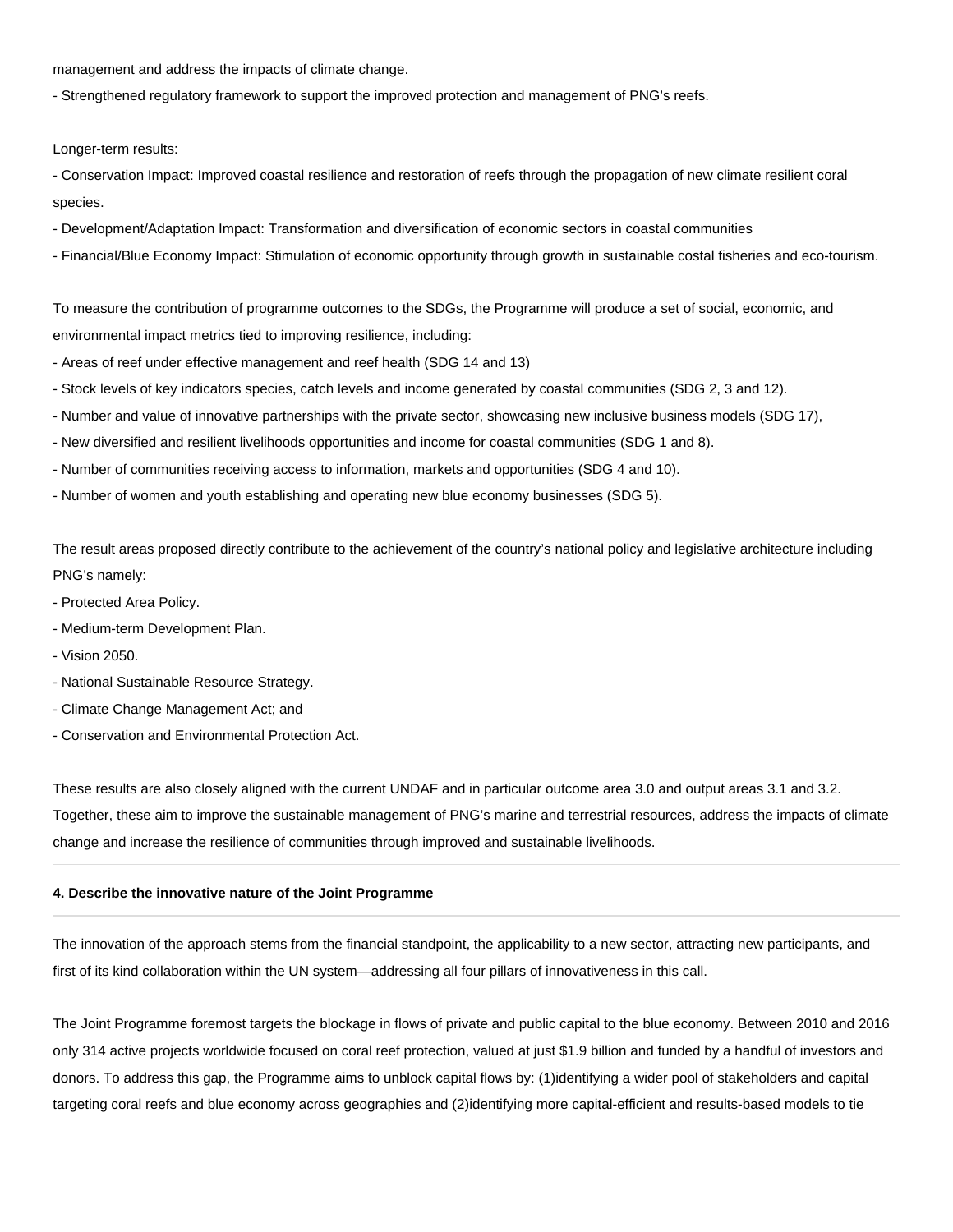management and address the impacts of climate change.

- Strengthened regulatory framework to support the improved protection and management of PNG's reefs.

Longer-term results:

- Conservation Impact: Improved coastal resilience and restoration of reefs through the propagation of new climate resilient coral species.
- Development/Adaptation Impact: Transformation and diversification of economic sectors in coastal communities
- Financial/Blue Economy Impact: Stimulation of economic opportunity through growth in sustainable costal fisheries and eco-tourism.

To measure the contribution of programme outcomes to the SDGs, the Programme will produce a set of social, economic, and environmental impact metrics tied to improving resilience, including:

- Areas of reef under effective management and reef health (SDG 14 and 13)
- Stock levels of key indicators species, catch levels and income generated by coastal communities (SDG 2, 3 and 12).
- Number and value of innovative partnerships with the private sector, showcasing new inclusive business models (SDG 17),
- New diversified and resilient livelihoods opportunities and income for coastal communities (SDG 1 and 8).
- Number of communities receiving access to information, markets and opportunities (SDG 4 and 10).
- Number of women and youth establishing and operating new blue economy businesses (SDG 5).

The result areas proposed directly contribute to the achievement of the country's national policy and legislative architecture including PNG's namely:

- Protected Area Policy.
- Medium-term Development Plan.
- Vision 2050.
- National Sustainable Resource Strategy.
- Climate Change Management Act; and
- Conservation and Environmental Protection Act.

These results are also closely aligned with the current UNDAF and in particular outcome area 3.0 and output areas 3.1 and 3.2. Together, these aim to improve the sustainable management of PNG's marine and terrestrial resources, address the impacts of climate change and increase the resilience of communities through improved and sustainable livelihoods.

---

**4. Describe the innovative nature of the Joint Programme**

---

The innovation of the approach stems from the financial standpoint, the applicability to a new sector, attracting new participants, and first of its kind collaboration within the UN system—addressing all four pillars of innovativeness in this call.

The Joint Programme foremost targets the blockage in flows of private and public capital to the blue economy. Between 2010 and 2016 only 314 active projects worldwide focused on coral reef protection, valued at just $1.9 billion and funded by a handful of investors and donors. To address this gap, the Programme aims to unblock capital flows by: (1)identifying a wider pool of stakeholders and capital targeting coral reefs and blue economy across geographies and (2)identifying more capital-efficient and results-based models to tie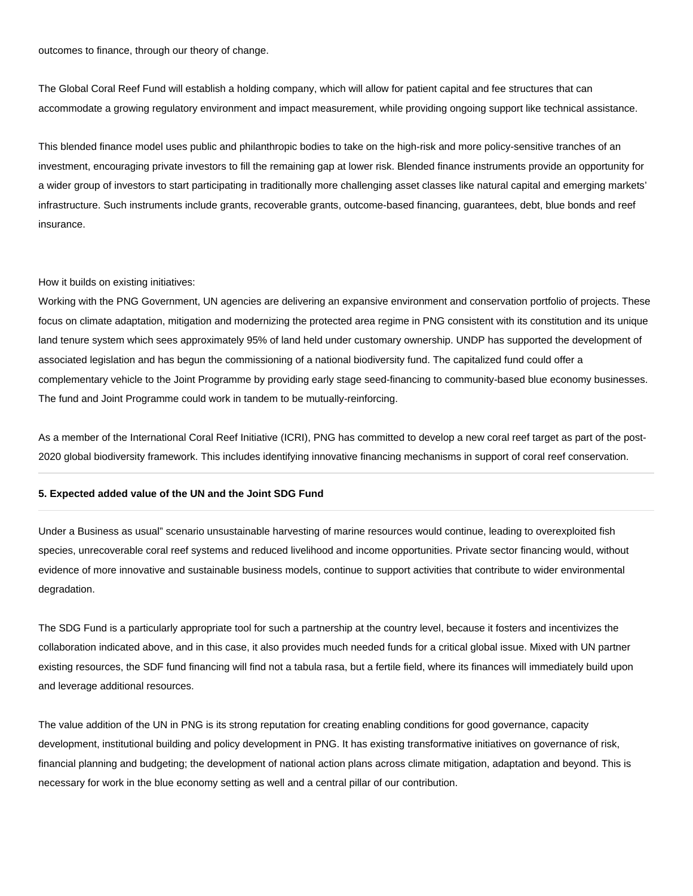outcomes to finance, through our theory of change.

The Global Coral Reef Fund will establish a holding company, which will allow for patient capital and fee structures that can accommodate a growing regulatory environment and impact measurement, while providing ongoing support like technical assistance.

This blended finance model uses public and philanthropic bodies to take on the high-risk and more policy-sensitive tranches of an investment, encouraging private investors to fill the remaining gap at lower risk. Blended finance instruments provide an opportunity for a wider group of investors to start participating in traditionally more challenging asset classes like natural capital and emerging markets' infrastructure. Such instruments include grants, recoverable grants, outcome-based financing, guarantees, debt, blue bonds and reef insurance.

How it builds on existing initiatives:
Working with the PNG Government, UN agencies are delivering an expansive environment and conservation portfolio of projects. These focus on climate adaptation, mitigation and modernizing the protected area regime in PNG consistent with its constitution and its unique land tenure system which sees approximately 95% of land held under customary ownership. UNDP has supported the development of associated legislation and has begun the commissioning of a national biodiversity fund. The capitalized fund could offer a complementary vehicle to the Joint Programme by providing early stage seed-financing to community-based blue economy businesses. The fund and Joint Programme could work in tandem to be mutually-reinforcing.

As a member of the International Coral Reef Initiative (ICRI), PNG has committed to develop a new coral reef target as part of the post-2020 global biodiversity framework. This includes identifying innovative financing mechanisms in support of coral reef conservation.

**5. Expected added value of the UN and the Joint SDG Fund**

Under a Business as usual" scenario unsustainable harvesting of marine resources would continue, leading to overexploited fish species, unrecoverable coral reef systems and reduced livelihood and income opportunities. Private sector financing would, without evidence of more innovative and sustainable business models, continue to support activities that contribute to wider environmental degradation.

The SDG Fund is a particularly appropriate tool for such a partnership at the country level, because it fosters and incentivizes the collaboration indicated above, and in this case, it also provides much needed funds for a critical global issue. Mixed with UN partner existing resources, the SDF fund financing will find not a tabula rasa, but a fertile field, where its finances will immediately build upon and leverage additional resources.

The value addition of the UN in PNG is its strong reputation for creating enabling conditions for good governance, capacity development, institutional building and policy development in PNG. It has existing transformative initiatives on governance of risk, financial planning and budgeting; the development of national action plans across climate mitigation, adaptation and beyond. This is necessary for work in the blue economy setting as well and a central pillar of our contribution.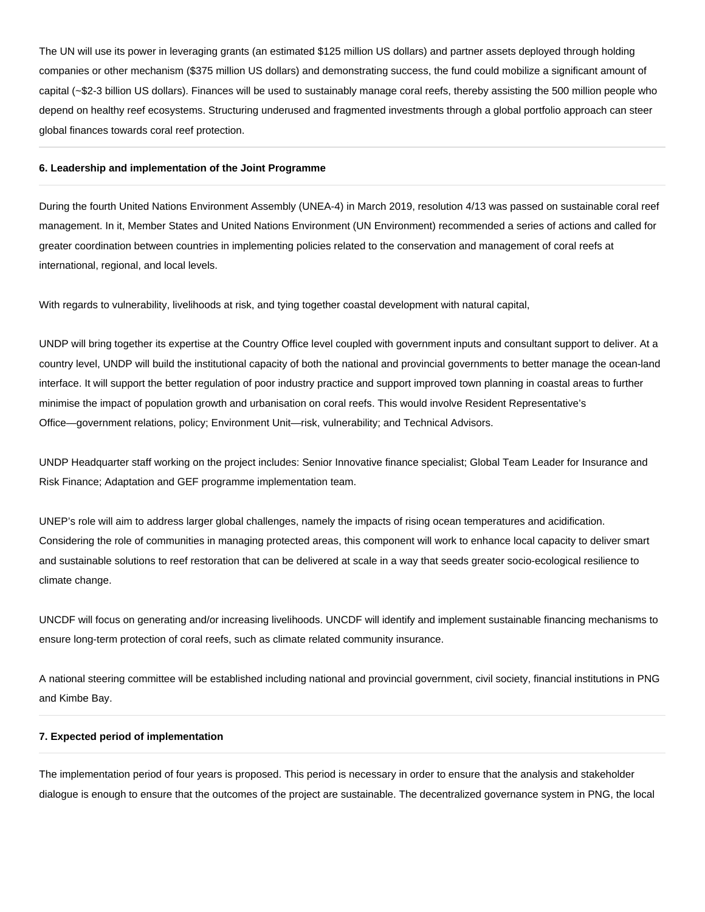The UN will use its power in leveraging grants (an estimated $125 million US dollars) and partner assets deployed through holding companies or other mechanism ($375 million US dollars) and demonstrating success, the fund could mobilize a significant amount of capital (~$2-3 billion US dollars). Finances will be used to sustainably manage coral reefs, thereby assisting the 500 million people who depend on healthy reef ecosystems. Structuring underused and fragmented investments through a global portfolio approach can steer global finances towards coral reef protection.

---

**6. Leadership and implementation of the Joint Programme**

---

During the fourth United Nations Environment Assembly (UNEA-4) in March 2019, resolution 4/13 was passed on sustainable coral reef management. In it, Member States and United Nations Environment (UN Environment) recommended a series of actions and called for greater coordination between countries in implementing policies related to the conservation and management of coral reefs at international, regional, and local levels.

With regards to vulnerability, livelihoods at risk, and tying together coastal development with natural capital,

UNDP will bring together its expertise at the Country Office level coupled with government inputs and consultant support to deliver. At a country level, UNDP will build the institutional capacity of both the national and provincial governments to better manage the ocean-land interface. It will support the better regulation of poor industry practice and support improved town planning in coastal areas to further minimise the impact of population growth and urbanisation on coral reefs. This would involve Resident Representative's Office—government relations, policy; Environment Unit—risk, vulnerability; and Technical Advisors.

UNDP Headquarter staff working on the project includes: Senior Innovative finance specialist; Global Team Leader for Insurance and Risk Finance; Adaptation and GEF programme implementation team.

UNEP's role will aim to address larger global challenges, namely the impacts of rising ocean temperatures and acidification. Considering the role of communities in managing protected areas, this component will work to enhance local capacity to deliver smart and sustainable solutions to reef restoration that can be delivered at scale in a way that seeds greater socio-ecological resilience to climate change.

UNCDF will focus on generating and/or increasing livelihoods. UNCDF will identify and implement sustainable financing mechanisms to ensure long-term protection of coral reefs, such as climate related community insurance.

A national steering committee will be established including national and provincial government, civil society, financial institutions in PNG and Kimbe Bay.

---

**7. Expected period of implementation**

---

The implementation period of four years is proposed. This period is necessary in order to ensure that the analysis and stakeholder dialogue is enough to ensure that the outcomes of the project are sustainable. The decentralized governance system in PNG, the local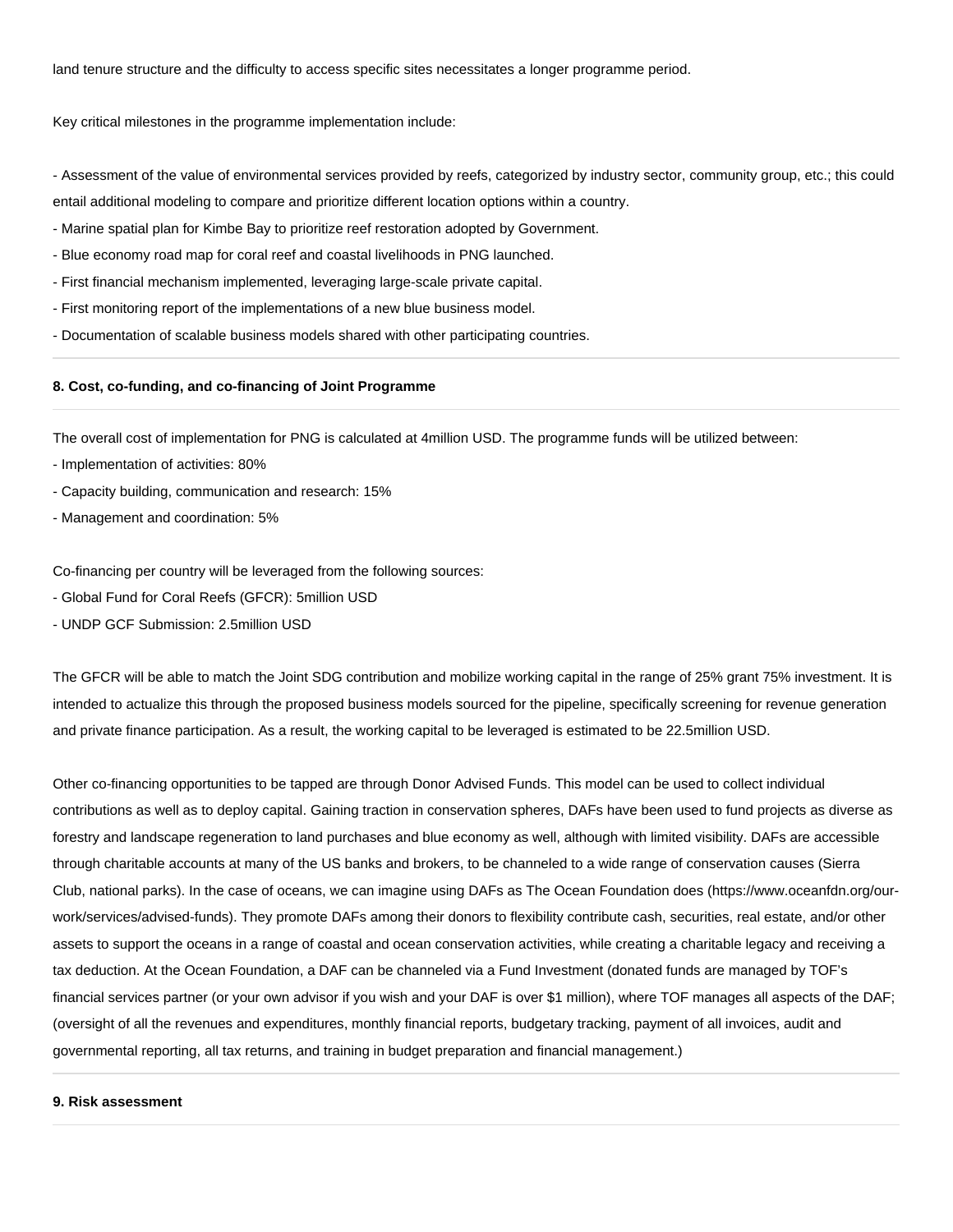land tenure structure and the difficulty to access specific sites necessitates a longer programme period.

Key critical milestones in the programme implementation include:

- Assessment of the value of environmental services provided by reefs, categorized by industry sector, community group, etc.; this could entail additional modeling to compare and prioritize different location options within a country.
- Marine spatial plan for Kimbe Bay to prioritize reef restoration adopted by Government.
- Blue economy road map for coral reef and coastal livelihoods in PNG launched.
- First financial mechanism implemented, leveraging large-scale private capital.
- First monitoring report of the implementations of a new blue business model.
- Documentation of scalable business models shared with other participating countries.

---

#### 8. Cost, co-funding, and co-financing of Joint Programme

---

The overall cost of implementation for PNG is calculated at 4million USD. The programme funds will be utilized between:

- Implementation of activities: 80%
- Capacity building, communication and research: 15%
- Management and coordination: 5%

Co-financing per country will be leveraged from the following sources:

- Global Fund for Coral Reefs (GFCR): 5million USD
- UNDP GCF Submission: 2.5million USD

The GFCR will be able to match the Joint SDG contribution and mobilize working capital in the range of 25% grant 75% investment. It is intended to actualize this through the proposed business models sourced for the pipeline, specifically screening for revenue generation and private finance participation. As a result, the working capital to be leveraged is estimated to be 22.5million USD.

Other co-financing opportunities to be tapped are through Donor Advised Funds. This model can be used to collect individual contributions as well as to deploy capital. Gaining traction in conservation spheres, DAFs have been used to fund projects as diverse as forestry and landscape regeneration to land purchases and blue economy as well, although with limited visibility. DAFs are accessible through charitable accounts at many of the US banks and brokers, to be channeled to a wide range of conservation causes (Sierra Club, national parks). In the case of oceans, we can imagine using DAFs as The Ocean Foundation does (https://www.oceanfdn.org/our-work/services/advised-funds). They promote DAFs among their donors to flexibility contribute cash, securities, real estate, and/or other assets to support the oceans in a range of coastal and ocean conservation activities, while creating a charitable legacy and receiving a tax deduction. At the Ocean Foundation, a DAF can be channeled via a Fund Investment (donated funds are managed by TOF's financial services partner (or your own advisor if you wish and your DAF is over $1 million), where TOF manages all aspects of the DAF; (oversight of all the revenues and expenditures, monthly financial reports, budgetary tracking, payment of all invoices, audit and governmental reporting, all tax returns, and training in budget preparation and financial management.)

---

#### 9. Risk assessment

---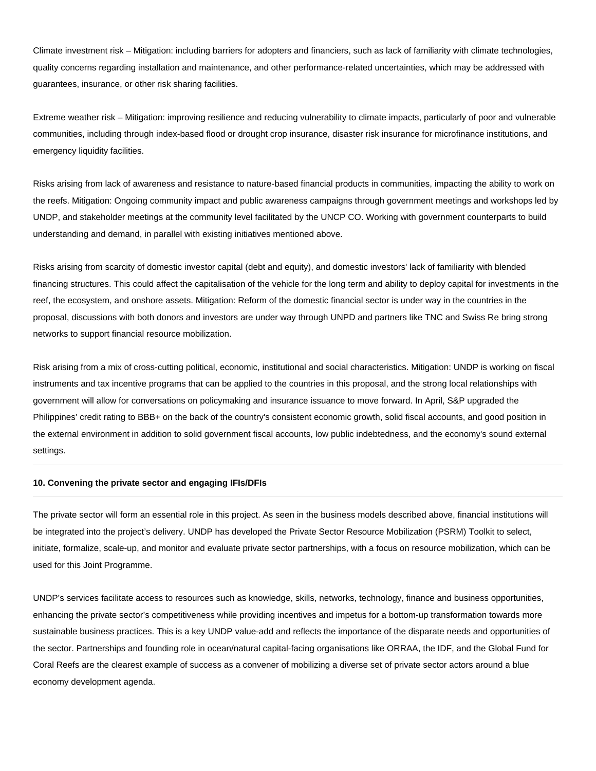Climate investment risk – Mitigation: including barriers for adopters and financiers, such as lack of familiarity with climate technologies, quality concerns regarding installation and maintenance, and other performance-related uncertainties, which may be addressed with guarantees, insurance, or other risk sharing facilities.

Extreme weather risk – Mitigation: improving resilience and reducing vulnerability to climate impacts, particularly of poor and vulnerable communities, including through index-based flood or drought crop insurance, disaster risk insurance for microfinance institutions, and emergency liquidity facilities.

Risks arising from lack of awareness and resistance to nature-based financial products in communities, impacting the ability to work on the reefs. Mitigation: Ongoing community impact and public awareness campaigns through government meetings and workshops led by UNDP, and stakeholder meetings at the community level facilitated by the UNCP CO. Working with government counterparts to build understanding and demand, in parallel with existing initiatives mentioned above.

Risks arising from scarcity of domestic investor capital (debt and equity), and domestic investors' lack of familiarity with blended financing structures. This could affect the capitalisation of the vehicle for the long term and ability to deploy capital for investments in the reef, the ecosystem, and onshore assets. Mitigation: Reform of the domestic financial sector is under way in the countries in the proposal, discussions with both donors and investors are under way through UNPD and partners like TNC and Swiss Re bring strong networks to support financial resource mobilization.

Risk arising from a mix of cross-cutting political, economic, institutional and social characteristics. Mitigation: UNDP is working on fiscal instruments and tax incentive programs that can be applied to the countries in this proposal, and the strong local relationships with government will allow for conversations on policymaking and insurance issuance to move forward. In April, S&P upgraded the Philippines' credit rating to BBB+ on the back of the country's consistent economic growth, solid fiscal accounts, and good position in the external environment in addition to solid government fiscal accounts, low public indebtedness, and the economy's sound external settings.

**10. Convening the private sector and engaging IFIs/DFIs**

The private sector will form an essential role in this project. As seen in the business models described above, financial institutions will be integrated into the project's delivery. UNDP has developed the Private Sector Resource Mobilization (PSRM) Toolkit to select, initiate, formalize, scale-up, and monitor and evaluate private sector partnerships, with a focus on resource mobilization, which can be used for this Joint Programme.

UNDP's services facilitate access to resources such as knowledge, skills, networks, technology, finance and business opportunities, enhancing the private sector's competitiveness while providing incentives and impetus for a bottom-up transformation towards more sustainable business practices. This is a key UNDP value-add and reflects the importance of the disparate needs and opportunities of the sector. Partnerships and founding role in ocean/natural capital-facing organisations like ORRAA, the IDF, and the Global Fund for Coral Reefs are the clearest example of success as a convener of mobilizing a diverse set of private sector actors around a blue economy development agenda.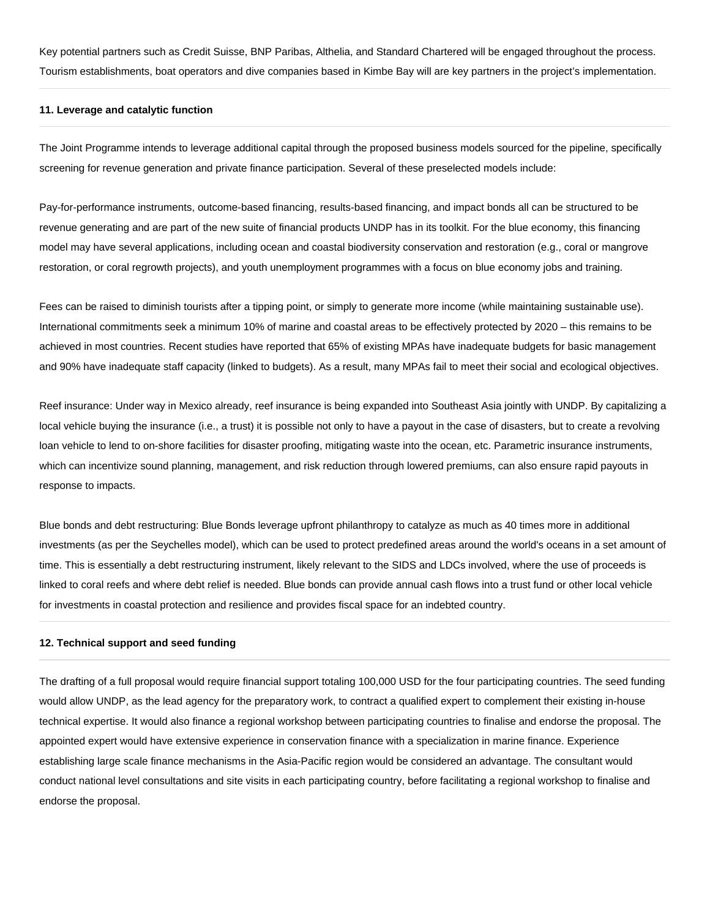Key potential partners such as Credit Suisse, BNP Paribas, Althelia, and Standard Chartered will be engaged throughout the process. Tourism establishments, boat operators and dive companies based in Kimbe Bay will are key partners in the project's implementation.

**11. Leverage and catalytic function**

The Joint Programme intends to leverage additional capital through the proposed business models sourced for the pipeline, specifically screening for revenue generation and private finance participation. Several of these preselected models include:

Pay-for-performance instruments, outcome-based financing, results-based financing, and impact bonds all can be structured to be revenue generating and are part of the new suite of financial products UNDP has in its toolkit. For the blue economy, this financing model may have several applications, including ocean and coastal biodiversity conservation and restoration (e.g., coral or mangrove restoration, or coral regrowth projects), and youth unemployment programmes with a focus on blue economy jobs and training.

Fees can be raised to diminish tourists after a tipping point, or simply to generate more income (while maintaining sustainable use). International commitments seek a minimum 10% of marine and coastal areas to be effectively protected by 2020 – this remains to be achieved in most countries. Recent studies have reported that 65% of existing MPAs have inadequate budgets for basic management and 90% have inadequate staff capacity (linked to budgets). As a result, many MPAs fail to meet their social and ecological objectives.

Reef insurance: Under way in Mexico already, reef insurance is being expanded into Southeast Asia jointly with UNDP. By capitalizing a local vehicle buying the insurance (i.e., a trust) it is possible not only to have a payout in the case of disasters, but to create a revolving loan vehicle to lend to on-shore facilities for disaster proofing, mitigating waste into the ocean, etc. Parametric insurance instruments, which can incentivize sound planning, management, and risk reduction through lowered premiums, can also ensure rapid payouts in response to impacts.

Blue bonds and debt restructuring: Blue Bonds leverage upfront philanthropy to catalyze as much as 40 times more in additional investments (as per the Seychelles model), which can be used to protect predefined areas around the world's oceans in a set amount of time. This is essentially a debt restructuring instrument, likely relevant to the SIDS and LDCs involved, where the use of proceeds is linked to coral reefs and where debt relief is needed. Blue bonds can provide annual cash flows into a trust fund or other local vehicle for investments in coastal protection and resilience and provides fiscal space for an indebted country.

**12. Technical support and seed funding**

The drafting of a full proposal would require financial support totaling 100,000 USD for the four participating countries. The seed funding would allow UNDP, as the lead agency for the preparatory work, to contract a qualified expert to complement their existing in-house technical expertise. It would also finance a regional workshop between participating countries to finalise and endorse the proposal. The appointed expert would have extensive experience in conservation finance with a specialization in marine finance. Experience establishing large scale finance mechanisms in the Asia-Pacific region would be considered an advantage. The consultant would conduct national level consultations and site visits in each participating country, before facilitating a regional workshop to finalise and endorse the proposal.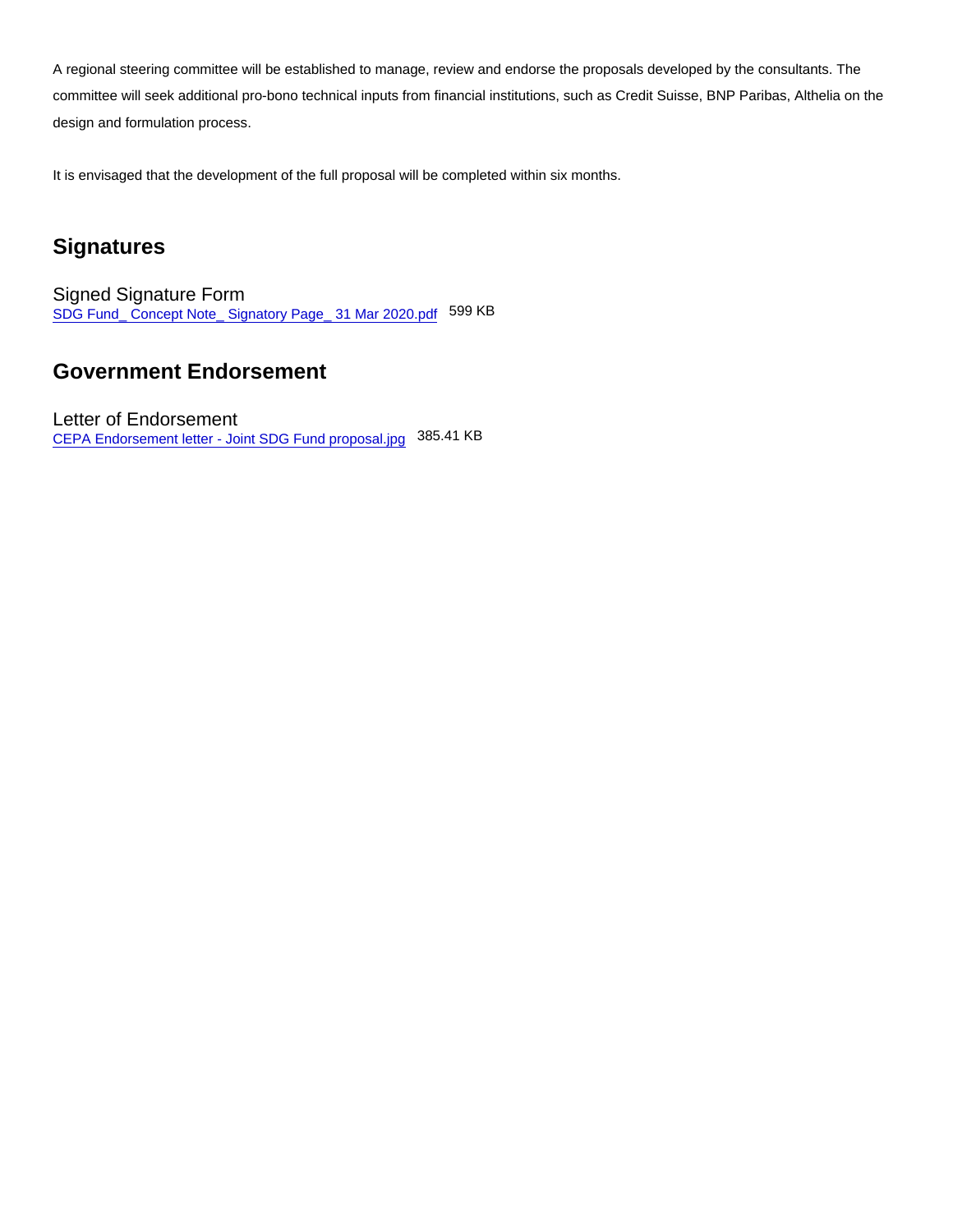A regional steering committee will be established to manage, review and endorse the proposals developed by the consultants. The committee will seek additional pro-bono technical inputs from financial institutions, such as Credit Suisse, BNP Paribas, Althelia on the design and formulation process.

It is envisaged that the development of the full proposal will be completed within six months.

## Signatures

Signed Signature Form
SDG Fund_ Concept Note_ Signatory Page_ 31 Mar 2020.pdf 599 KB

## Government Endorsement

Letter of Endorsement
CEPA Endorsement letter - Joint SDG Fund proposal.jpg 385.41 KB